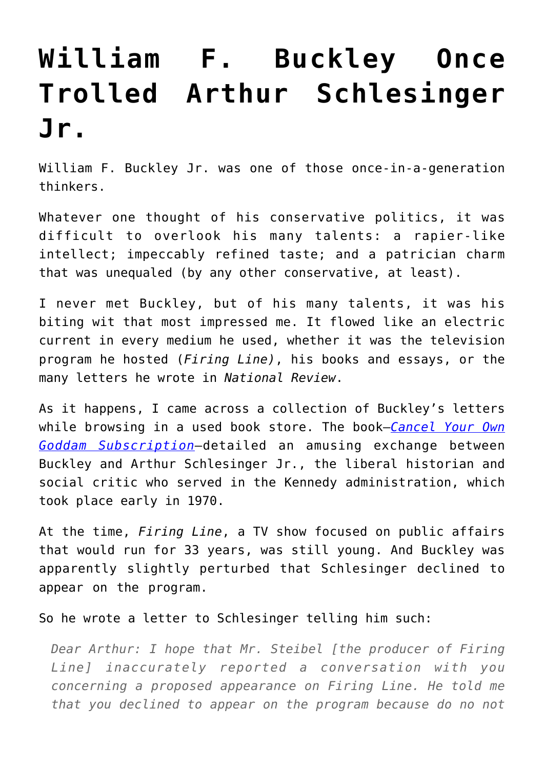# William F. Buckley Once Trolled Arthur Schlesinger Jr.

William F. Buckley Jr. was one of those once-in-a-generation thinkers.

Whatever one thought of his conservative politics, it was difficult to overlook his many talents: a rapier-like intellect; impeccably refined taste; and a patrician charm that was unequaled (by any other conservative, at least).

I never met Buckley, but of his many talents, it was his biting wit that most impressed me. It flowed like an electric current in every medium he used, whether it was the television program he hosted (*Firing Line)*, his books and essays, or the many letters he wrote in *National Review*.

As it happens, I came across a collection of Buckley's letters while browsing in a used book store. The book—*Cancel Your Own Goddam Subscription*—detailed an amusing exchange between Buckley and Arthur Schlesinger Jr., the liberal historian and social critic who served in the Kennedy administration, which took place early in 1970.

At the time, *Firing Line*, a TV show focused on public affairs that would run for 33 years, was still young. And Buckley was apparently slightly perturbed that Schlesinger declined to appear on the program.

So he wrote a letter to Schlesinger telling him such:

> *Dear Arthur: I hope that Mr. Steibel [the producer of Firing Line] inaccurately reported a conversation with you concerning a proposed appearance on Firing Line. He told me that you declined to appear on the program because do no not*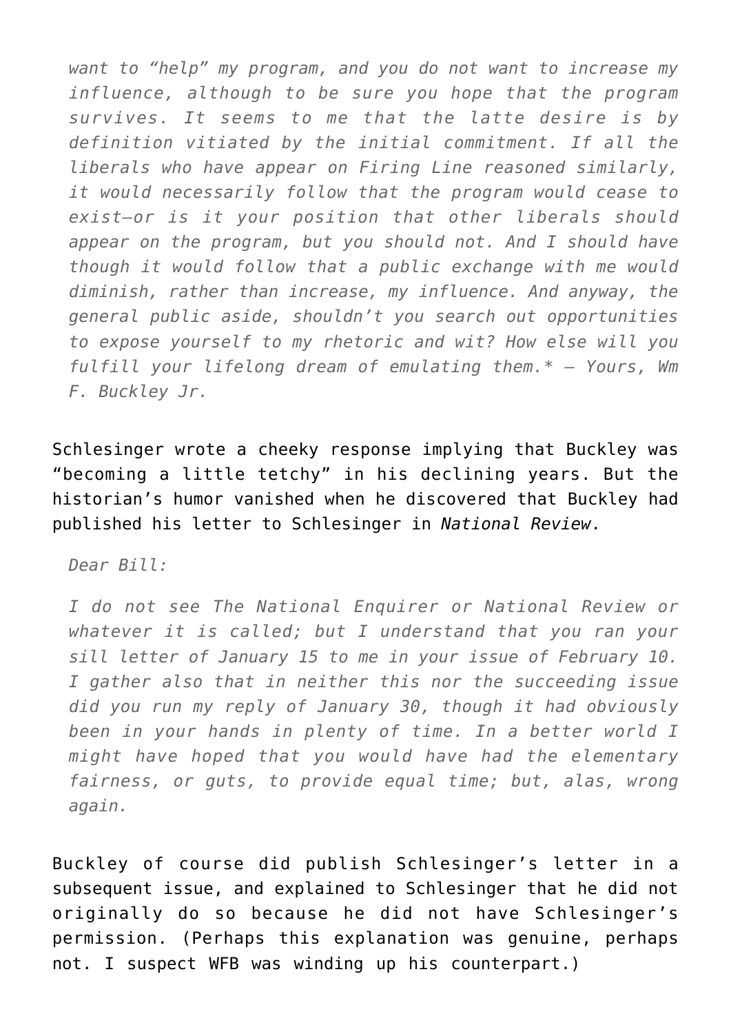*want to "help" my program, and you do not want to increase my influence, although to be sure you hope that the program survives. It seems to me that the latte desire is by definition vitiated by the initial commitment. If all the liberals who have appear on Firing Line reasoned similarly, it would necessarily follow that the program would cease to exist—or is it your position that other liberals should appear on the program, but you should not. And I should have though it would follow that a public exchange with me would diminish, rather than increase, my influence. And anyway, the general public aside, shouldn't you search out opportunities to expose yourself to my rhetoric and wit? How else will you fulfill your lifelong dream of emulating them.* – Yours, Wm F. Buckley Jr.*

Schlesinger wrote a cheeky response implying that Buckley was "becoming a little tetchy" in his declining years. But the historian's humor vanished when he discovered that Buckley had published his letter to Schlesinger in *National Review*.

> *Dear Bill:*
>
> *I do not see The National Enquirer or National Review or whatever it is called; but I understand that you ran your sill letter of January 15 to me in your issue of February 10. I gather also that in neither this nor the succeeding issue did you run my reply of January 30, though it had obviously been in your hands in plenty of time. In a better world I might have hoped that you would have had the elementary fairness, or guts, to provide equal time; but, alas, wrong again.*

Buckley of course did publish Schlesinger's letter in a subsequent issue, and explained to Schlesinger that he did not originally do so because he did not have Schlesinger's permission. (Perhaps this explanation was genuine, perhaps not. I suspect WFB was winding up his counterpart.)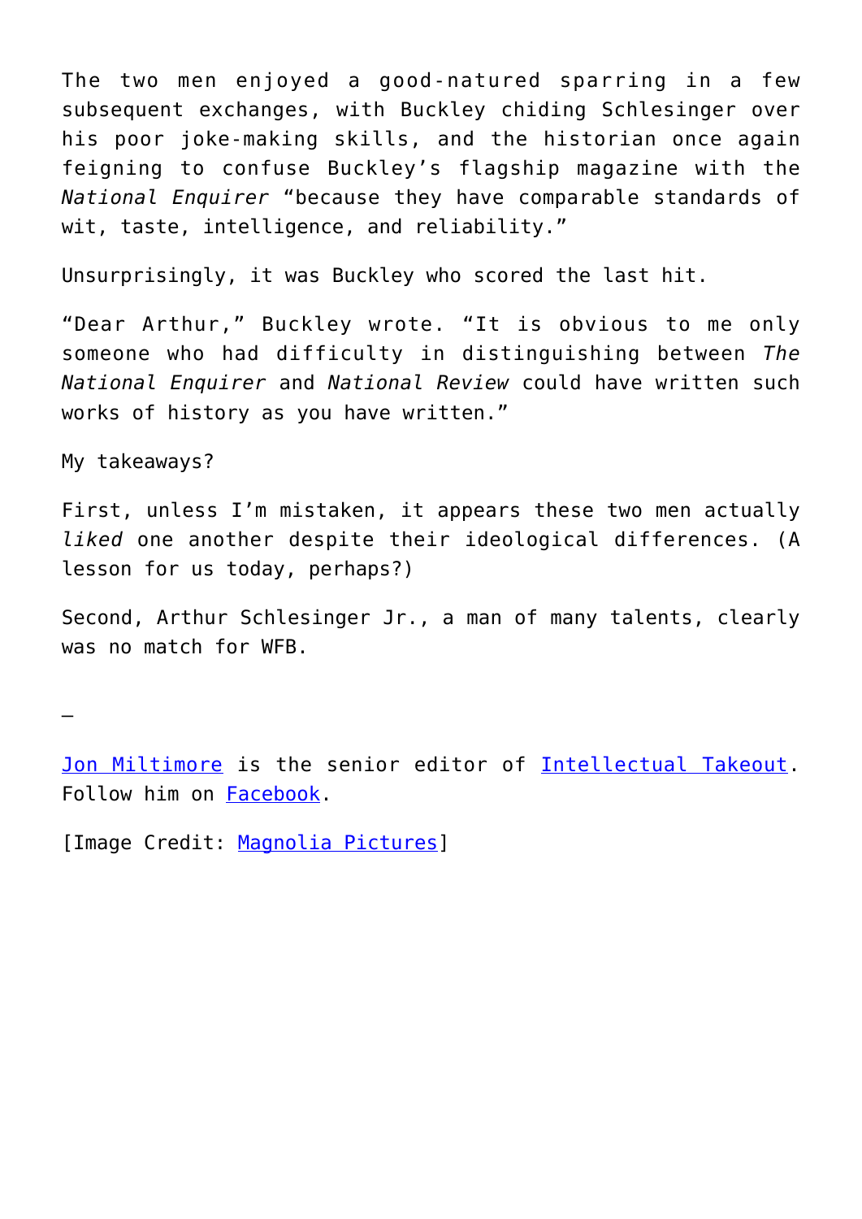The two men enjoyed a good-natured sparring in a few subsequent exchanges, with Buckley chiding Schlesinger over his poor joke-making skills, and the historian once again feigning to confuse Buckley's flagship magazine with the *National Enquirer* "because they have comparable standards of wit, taste, intelligence, and reliability."

Unsurprisingly, it was Buckley who scored the last hit.

"Dear Arthur," Buckley wrote. "It is obvious to me only someone who had difficulty in distinguishing between *The National Enquirer* and *National Review* could have written such works of history as you have written."

My takeaways?

First, unless I'm mistaken, it appears these two men actually *liked* one another despite their ideological differences. (A lesson for us today, perhaps?)

Second, Arthur Schlesinger Jr., a man of many talents, clearly was no match for WFB.

—

[Jon Miltimore](#) is the senior editor of [Intellectual Takeout](#). Follow him on [Facebook](#).

[Image Credit: [Magnolia Pictures](#)]